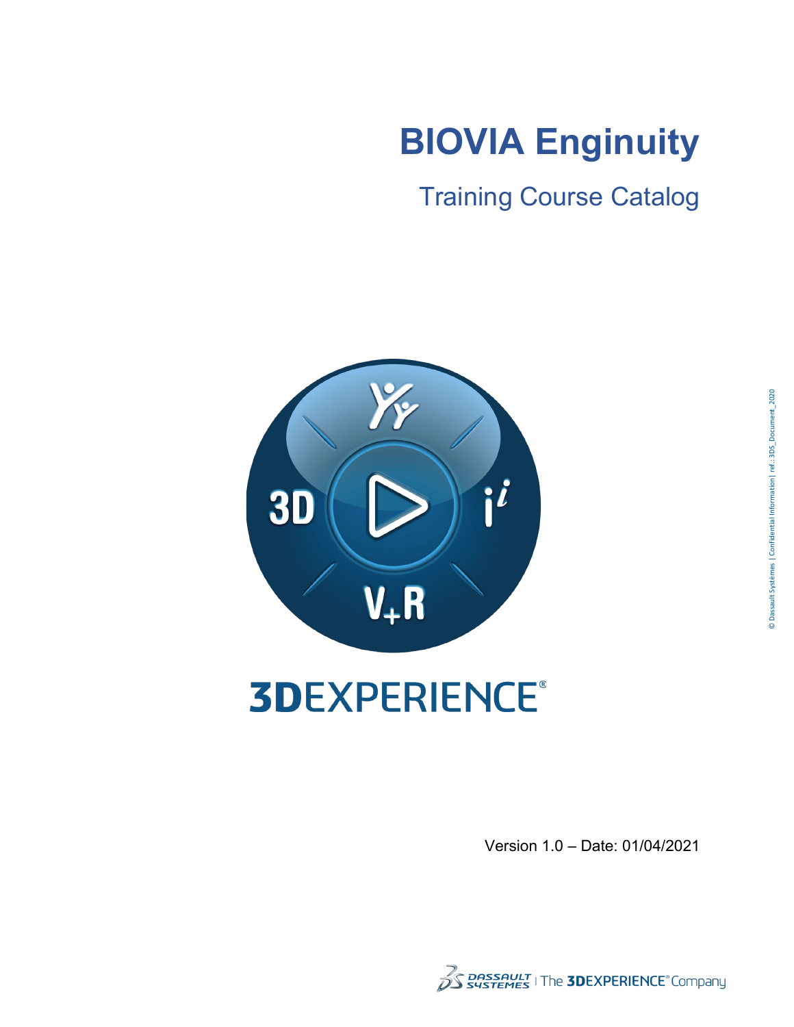# BIOVIA Enginuity

## Training Course Catalog

Version 1.0 – Date: 01/04/2021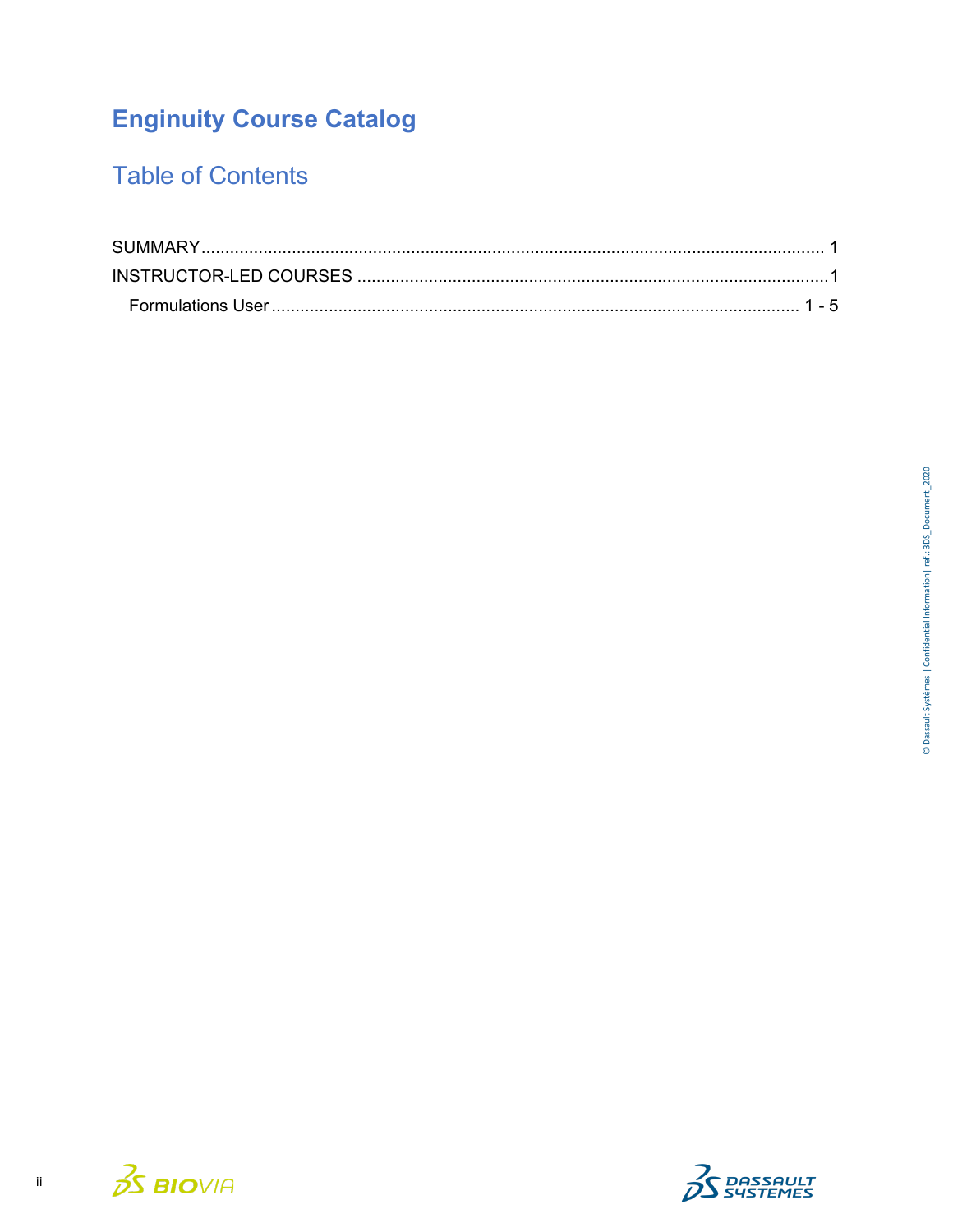# Enginuity Course Catalog

## Table of Contents

SUMMARY ........................................................................................................................... 1

INSTRUCTOR-LED COURSES ...........................................................................................1

Formulations User ...................................................................................................... 1 - 5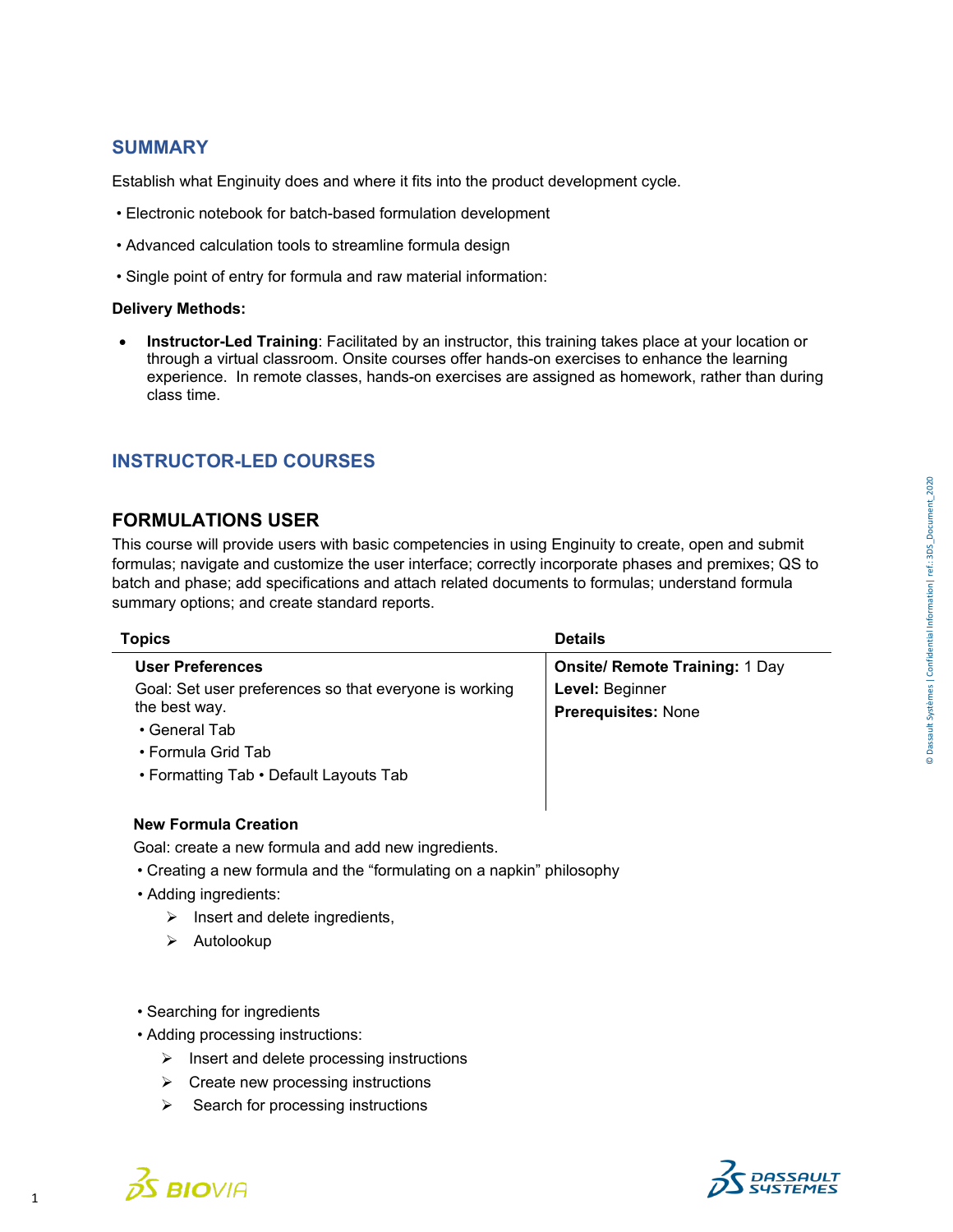## SUMMARY

Establish what Enginuity does and where it fits into the product development cycle.

• Electronic notebook for batch-based formulation development

• Advanced calculation tools to streamline formula design

• Single point of entry for formula and raw material information:

**Delivery Methods:**

- **Instructor-Led Training**: Facilitated by an instructor, this training takes place at your location or through a virtual classroom. Onsite courses offer hands-on exercises to enhance the learning experience. In remote classes, hands-on exercises are assigned as homework, rather than during class time.

## INSTRUCTOR-LED COURSES

### FORMULATIONS USER

This course will provide users with basic competencies in using Enginuity to create, open and submit formulas; navigate and customize the user interface; correctly incorporate phases and premixes; QS to batch and phase; add specifications and attach related documents to formulas; understand formula summary options; and create standard reports.

| Topics | Details |
| --- | --- |
| **User Preferences**<br>Goal: Set user preferences so that everyone is working the best way.<br>• General Tab<br>• Formula Grid Tab<br>• Formatting Tab • Default Layouts Tab | **Onsite/ Remote Training:** 1 Day<br>**Level:** Beginner<br>**Prerequisites:** None |

**New Formula Creation**

Goal: create a new formula and add new ingredients.

• Creating a new formula and the "formulating on a napkin" philosophy

• Adding ingredients:

- ➢ Insert and delete ingredients,
- ➢ Autolookup

• Searching for ingredients

• Adding processing instructions:

- ➢ Insert and delete processing instructions
- ➢ Create new processing instructions
- ➢ Search for processing instructions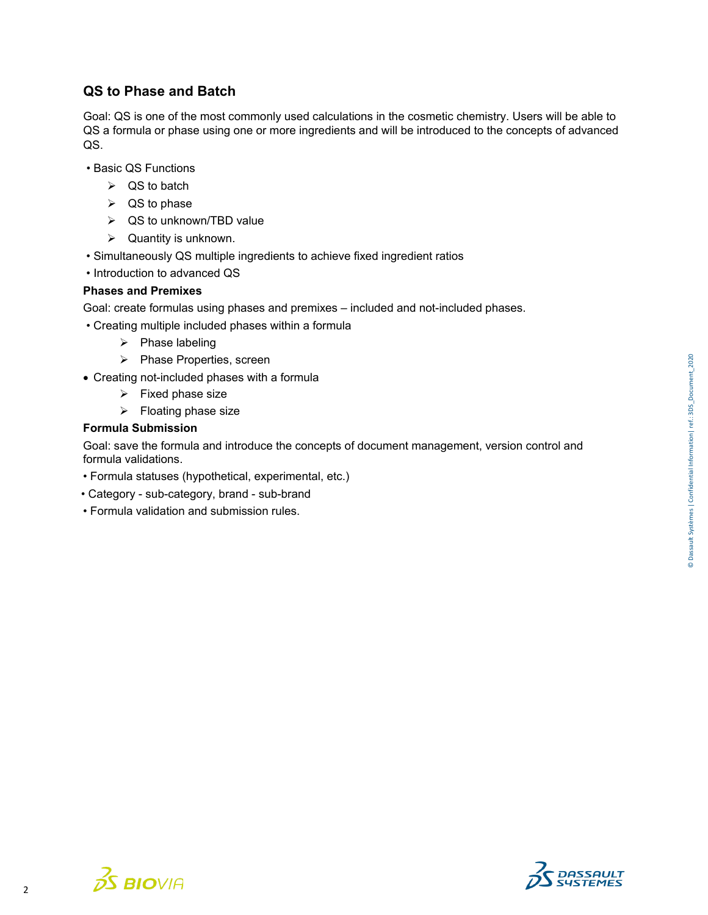## QS to Phase and Batch

Goal: QS is one of the most commonly used calculations in the cosmetic chemistry. Users will be able to QS a formula or phase using one or more ingredients and will be introduced to the concepts of advanced QS.

- Basic QS Functions
  - QS to batch
  - QS to phase
  - QS to unknown/TBD value
  - Quantity is unknown.
- Simultaneously QS multiple ingredients to achieve fixed ingredient ratios
- Introduction to advanced QS

### Phases and Premixes

Goal: create formulas using phases and premixes – included and not-included phases.

- Creating multiple included phases within a formula
  - Phase labeling
  - Phase Properties, screen
- Creating not-included phases with a formula
  - Fixed phase size
  - Floating phase size

### Formula Submission

Goal: save the formula and introduce the concepts of document management, version control and formula validations.

- Formula statuses (hypothetical, experimental, etc.)
- Category - sub-category, brand - sub-brand
- Formula validation and submission rules.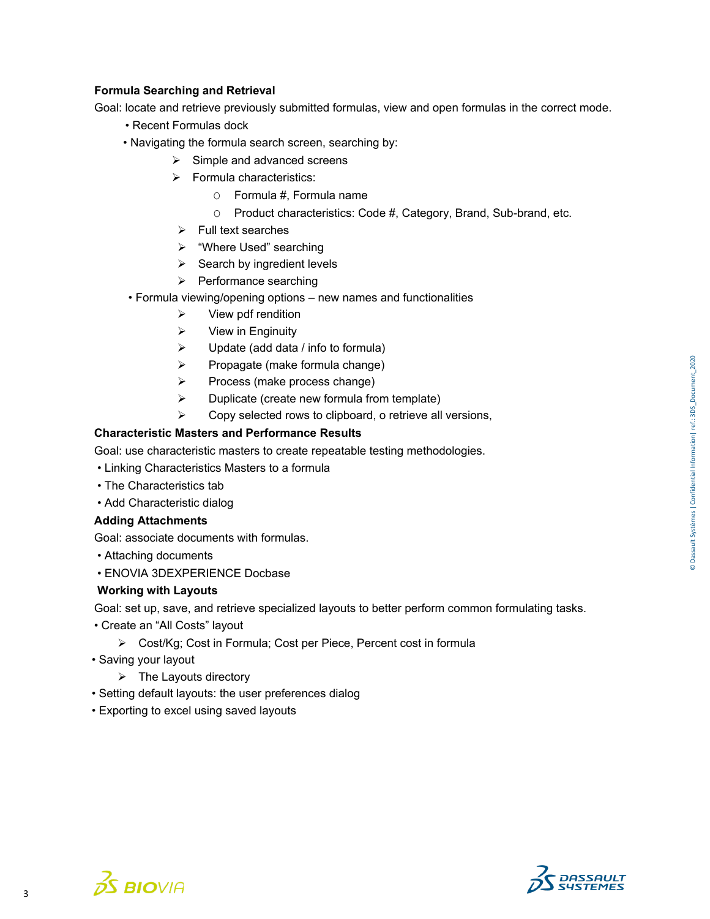**Formula Searching and Retrieval**

Goal: locate and retrieve previously submitted formulas, view and open formulas in the correct mode.

- Recent Formulas dock
- Navigating the formula search screen, searching by:
  - Simple and advanced screens
  - Formula characteristics:
    - Formula #, Formula name
    - Product characteristics: Code #, Category, Brand, Sub-brand, etc.
  - Full text searches
  - “Where Used” searching
  - Search by ingredient levels
  - Performance searching
- Formula viewing/opening options – new names and functionalities
  - View pdf rendition
  - View in Enginuity
  - Update (add data / info to formula)
  - Propagate (make formula change)
  - Process (make process change)
  - Duplicate (create new formula from template)
  - Copy selected rows to clipboard, o retrieve all versions,

**Characteristic Masters and Performance Results**

Goal: use characteristic masters to create repeatable testing methodologies.

- Linking Characteristics Masters to a formula
- The Characteristics tab
- Add Characteristic dialog

**Adding Attachments**

Goal: associate documents with formulas.

- Attaching documents
- ENOVIA 3DEXPERIENCE Docbase

**Working with Layouts**

Goal: set up, save, and retrieve specialized layouts to better perform common formulating tasks.

- Create an “All Costs” layout
  - Cost/Kg; Cost in Formula; Cost per Piece, Percent cost in formula
- Saving your layout
  - The Layouts directory
- Setting default layouts: the user preferences dialog
- Exporting to excel using saved layouts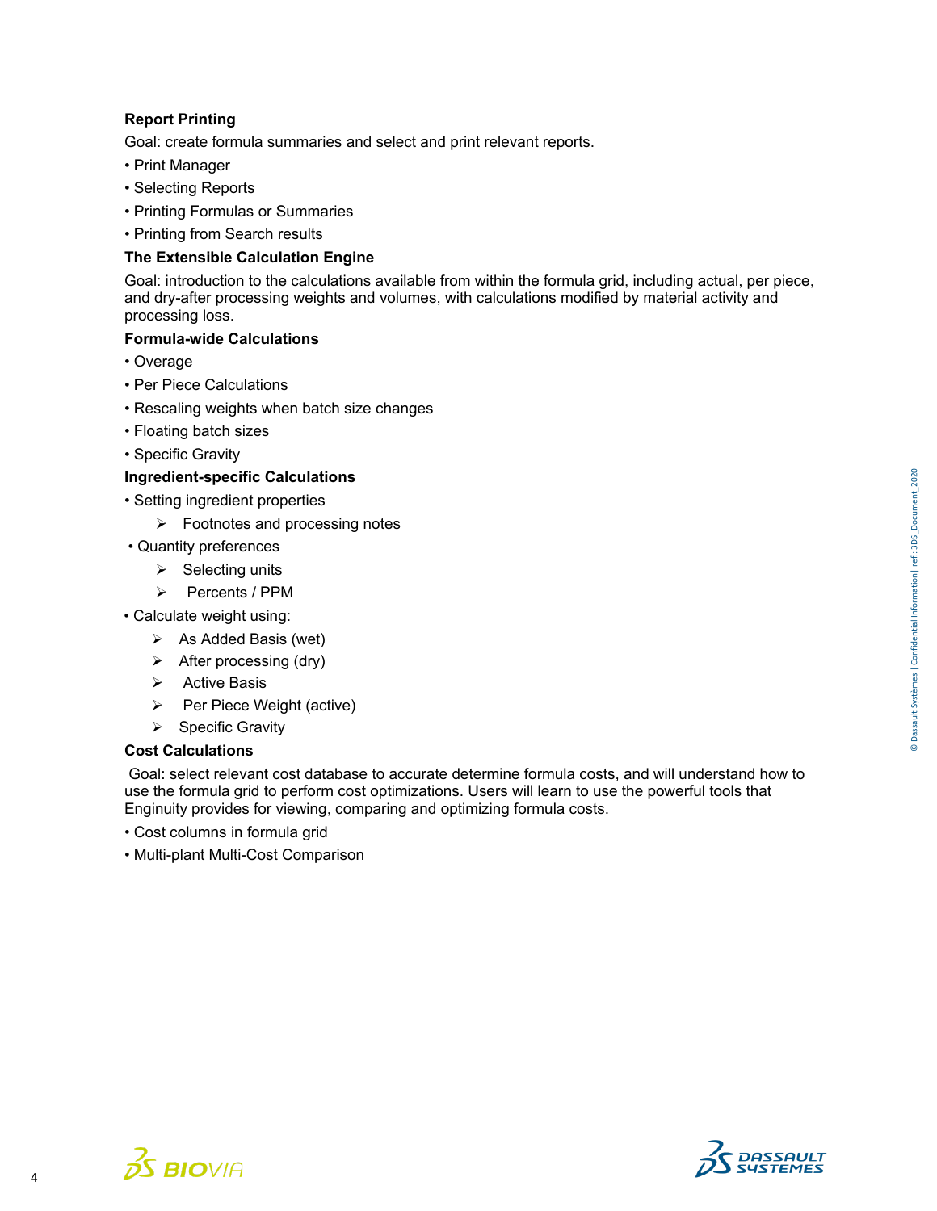**Report Printing**

Goal: create formula summaries and select and print relevant reports.

- Print Manager
- Selecting Reports
- Printing Formulas or Summaries
- Printing from Search results

**The Extensible Calculation Engine**

Goal: introduction to the calculations available from within the formula grid, including actual, per piece, and dry-after processing weights and volumes, with calculations modified by material activity and processing loss.

**Formula-wide Calculations**

- Overage
- Per Piece Calculations
- Rescaling weights when batch size changes
- Floating batch sizes
- Specific Gravity

**Ingredient-specific Calculations**

- Setting ingredient properties
  - Footnotes and processing notes
- Quantity preferences
  - Selecting units
  - Percents / PPM
- Calculate weight using:
  - As Added Basis (wet)
  - After processing (dry)
  - Active Basis
  - Per Piece Weight (active)
  - Specific Gravity

**Cost Calculations**

Goal: select relevant cost database to accurate determine formula costs, and will understand how to use the formula grid to perform cost optimizations. Users will learn to use the powerful tools that Enginuity provides for viewing, comparing and optimizing formula costs.

- Cost columns in formula grid
- Multi-plant Multi-Cost Comparison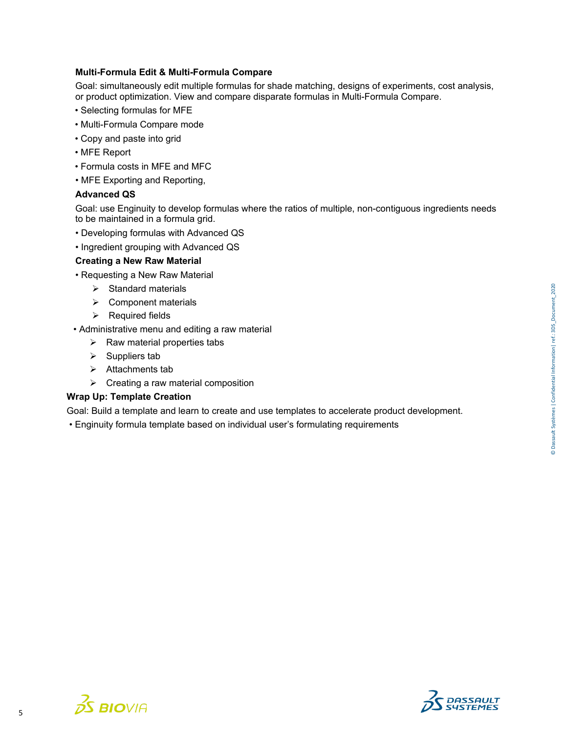### Multi-Formula Edit & Multi-Formula Compare

Goal: simultaneously edit multiple formulas for shade matching, designs of experiments, cost analysis, or product optimization. View and compare disparate formulas in Multi-Formula Compare.

- Selecting formulas for MFE
- Multi-Formula Compare mode
- Copy and paste into grid
- MFE Report
- Formula costs in MFE and MFC
- MFE Exporting and Reporting,

### Advanced QS

Goal: use Enginuity to develop formulas where the ratios of multiple, non-contiguous ingredients needs to be maintained in a formula grid.

- Developing formulas with Advanced QS
- Ingredient grouping with Advanced QS

### Creating a New Raw Material

- Requesting a New Raw Material
  - Standard materials
  - Component materials
  - Required fields
- Administrative menu and editing a raw material
  - Raw material properties tabs
  - Suppliers tab
  - Attachments tab
  - Creating a raw material composition

### Wrap Up: Template Creation

Goal: Build a template and learn to create and use templates to accelerate product development.

- Enginuity formula template based on individual user's formulating requirements